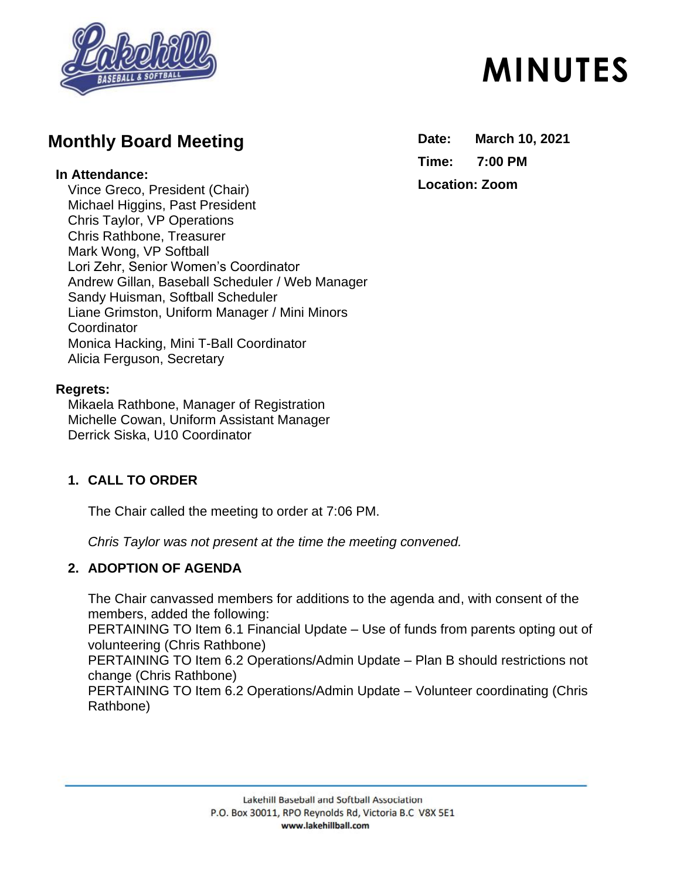# MINUTES

## Monthly Board Meeting

**Date:** March 10, 2021

**Time:** 7:00 PM

**Location:** Zoom

**In Attendance:**

Vince Greco, President (Chair)
Michael Higgins, Past President
Chris Taylor, VP Operations
Chris Rathbone, Treasurer
Mark Wong, VP Softball
Lori Zehr, Senior Women's Coordinator
Andrew Gillan, Baseball Scheduler / Web Manager
Sandy Huisman, Softball Scheduler
Liane Grimston, Uniform Manager / Mini Minors Coordinator
Monica Hacking, Mini T-Ball Coordinator
Alicia Ferguson, Secretary

**Regrets:**

Mikaela Rathbone, Manager of Registration
Michelle Cowan, Uniform Assistant Manager
Derrick Siska, U10 Coordinator

### 1. CALL TO ORDER

The Chair called the meeting to order at 7:06 PM.

*Chris Taylor was not present at the time the meeting convened.*

### 2. ADOPTION OF AGENDA

The Chair canvassed members for additions to the agenda and, with consent of the members, added the following:
PERTAINING TO Item 6.1 Financial Update – Use of funds from parents opting out of volunteering (Chris Rathbone)
PERTAINING TO Item 6.2 Operations/Admin Update – Plan B should restrictions not change (Chris Rathbone)
PERTAINING TO Item 6.2 Operations/Admin Update – Volunteer coordinating (Chris Rathbone)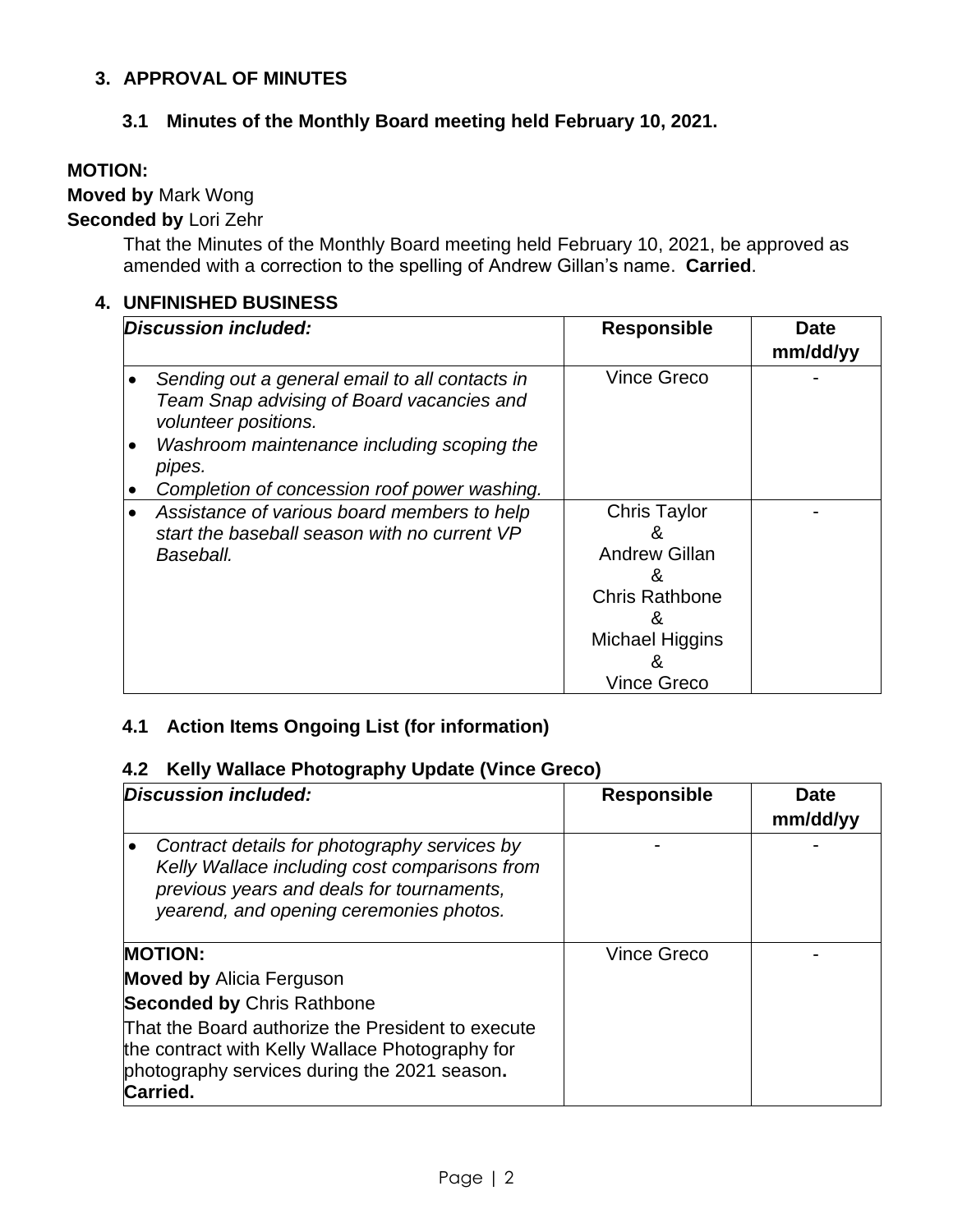## 3. APPROVAL OF MINUTES

### 3.1 Minutes of the Monthly Board meeting held February 10, 2021.

**MOTION:**

**Moved by** Mark Wong

**Seconded by** Lori Zehr

That the Minutes of the Monthly Board meeting held February 10, 2021, be approved as amended with a correction to the spelling of Andrew Gillan's name. **Carried**.

## 4. UNFINISHED BUSINESS

| ***Discussion included:*** | **Responsible** | **Date mm/dd/yy** |
|---|---|---|
| • *Sending out a general email to all contacts in Team Snap advising of Board vacancies and volunteer positions.*<br>• *Washroom maintenance including scoping the pipes.*<br>• *Completion of concession roof power washing.* | Vince Greco | - |
| • *Assistance of various board members to help start the baseball season with no current VP Baseball.* | Chris Taylor & Andrew Gillan & Chris Rathbone & Michael Higgins & Vince Greco | - |

### 4.1 Action Items Ongoing List (for information)

### 4.2 Kelly Wallace Photography Update (Vince Greco)

| ***Discussion included:*** | **Responsible** | **Date mm/dd/yy** |
|---|---|---|
| • *Contract details for photography services by Kelly Wallace including cost comparisons from previous years and deals for tournaments, yearend, and opening ceremonies photos.* | - | - |
| **MOTION:**<br>**Moved by** Alicia Ferguson<br>**Seconded by** Chris Rathbone<br>That the Board authorize the President to execute the contract with Kelly Wallace Photography for photography services during the 2021 season. **Carried.** | Vince Greco | - |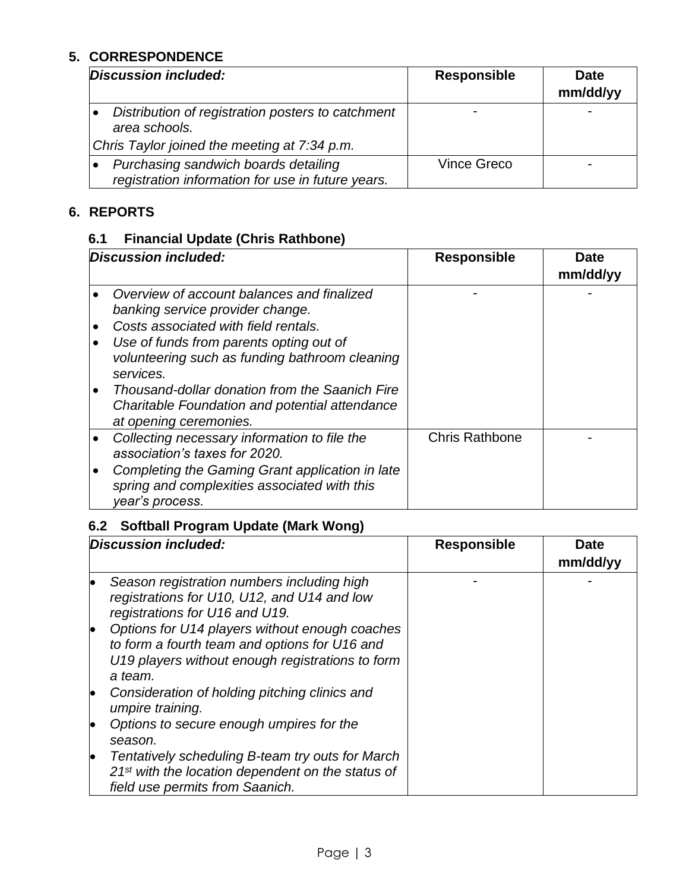## 5. CORRESPONDENCE

| *Discussion included:* | Responsible | Date mm/dd/yy |
|---|---|---|
| • *Distribution of registration posters to catchment area schools.*<br>*Chris Taylor joined the meeting at 7:34 p.m.* | - | - |
| • *Purchasing sandwich boards detailing registration information for use in future years.* | Vince Greco | - |

## 6. REPORTS

### 6.1 Financial Update (Chris Rathbone)

| *Discussion included:* | Responsible | Date mm/dd/yy |
|---|---|---|
| • *Overview of account balances and finalized banking service provider change.*<br>• *Costs associated with field rentals.*<br>• *Use of funds from parents opting out of volunteering such as funding bathroom cleaning services.*<br>• *Thousand-dollar donation from the Saanich Fire Charitable Foundation and potential attendance at opening ceremonies.* | - | - |
| • *Collecting necessary information to file the association's taxes for 2020.*<br>• *Completing the Gaming Grant application in late spring and complexities associated with this year's process.* | Chris Rathbone | - |

### 6.2 Softball Program Update (Mark Wong)

| *Discussion included:* | Responsible | Date mm/dd/yy |
|---|---|---|
| • *Season registration numbers including high registrations for U10, U12, and U14 and low registrations for U16 and U19.*<br>• *Options for U14 players without enough coaches to form a fourth team and options for U16 and U19 players without enough registrations to form a team.*<br>• *Consideration of holding pitching clinics and umpire training.*<br>• *Options to secure enough umpires for the season.*<br>• *Tentatively scheduling B-team try outs for March 21st with the location dependent on the status of field use permits from Saanich.* | - | - |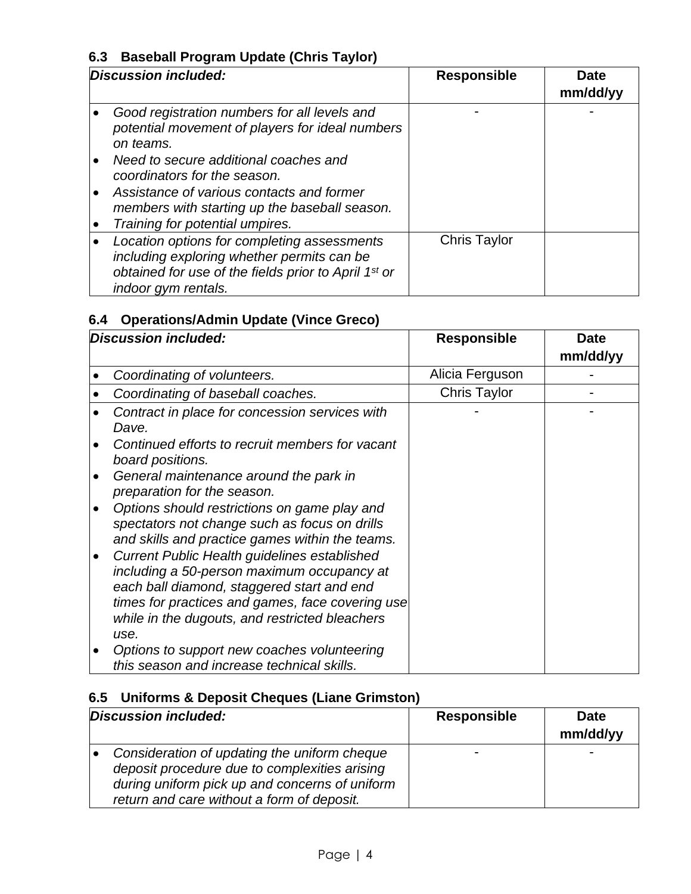### 6.3 Baseball Program Update (Chris Taylor)

| *Discussion included:* | Responsible | Date mm/dd/yy |
|---|---|---|
| • *Good registration numbers for all levels and potential movement of players for ideal numbers on teams.*<br>• *Need to secure additional coaches and coordinators for the season.*<br>• *Assistance of various contacts and former members with starting up the baseball season.*<br>• *Training for potential umpires.* | - | - |
| • *Location options for completing assessments including exploring whether permits can be obtained for use of the fields prior to April 1st or indoor gym rentals.* | Chris Taylor | |

### 6.4 Operations/Admin Update (Vince Greco)

| *Discussion included:* | Responsible | Date mm/dd/yy |
|---|---|---|
| • *Coordinating of volunteers.* | Alicia Ferguson | - |
| • *Coordinating of baseball coaches.* | Chris Taylor | - |
| • *Contract in place for concession services with Dave.*<br>• *Continued efforts to recruit members for vacant board positions.*<br>• *General maintenance around the park in preparation for the season.*<br>• *Options should restrictions on game play and spectators not change such as focus on drills and skills and practice games within the teams.*<br>• *Current Public Health guidelines established including a 50-person maximum occupancy at each ball diamond, staggered start and end times for practices and games, face covering use while in the dugouts, and restricted bleachers use.*<br>• *Options to support new coaches volunteering this season and increase technical skills.* | - | - |

### 6.5 Uniforms & Deposit Cheques (Liane Grimston)

| *Discussion included:* | Responsible | Date mm/dd/yy |
|---|---|---|
| • *Consideration of updating the uniform cheque deposit procedure due to complexities arising during uniform pick up and concerns of uniform return and care without a form of deposit.* | - | - |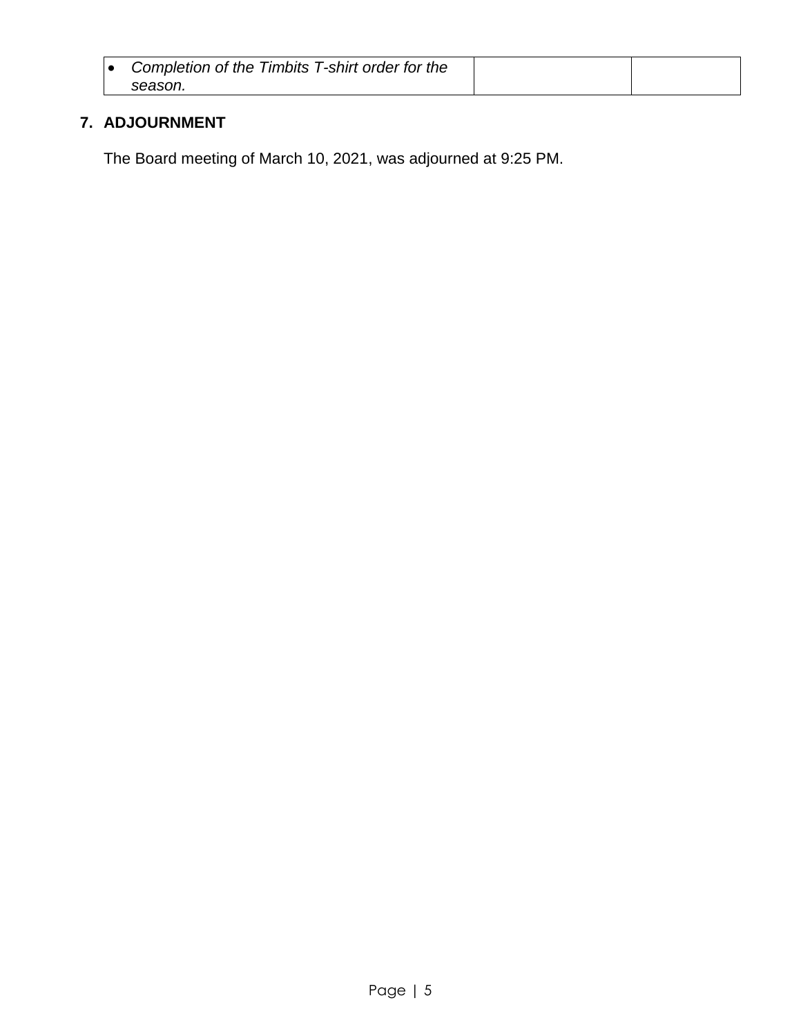| | | |
|---|---|---|
| • *Completion of the Timbits T-shirt order for the season.* | | |

## 7. ADJOURNMENT

The Board meeting of March 10, 2021, was adjourned at 9:25 PM.